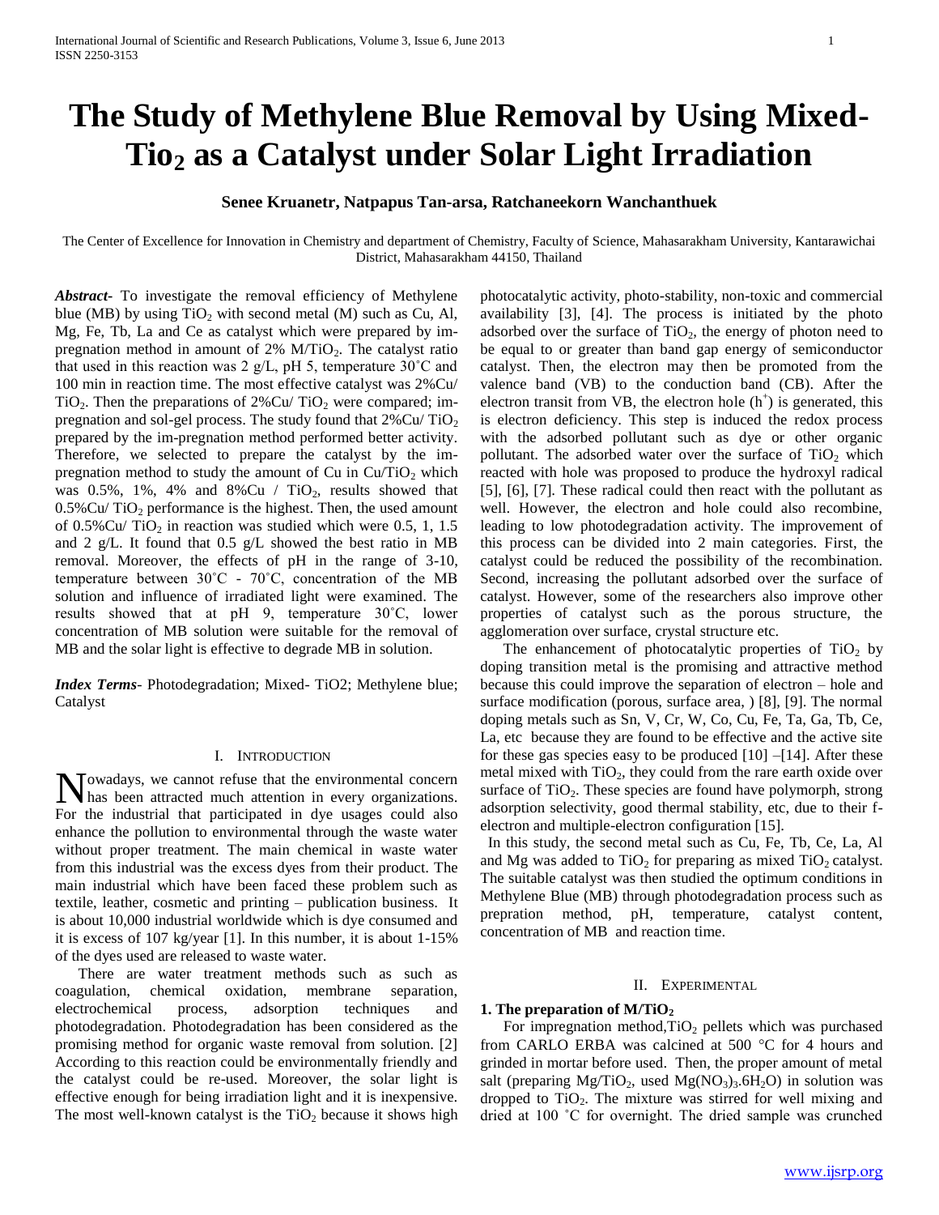# The Study of Methylene Blue Removal by Using Mixed-Tio$_2$ as a Catalyst under Solar Light Irradiation

**Senee Kruanetr, Natpapus Tan-arsa, Ratchaneekorn Wanchanthuek**

The Center of Excellence for Innovation in Chemistry and department of Chemistry, Faculty of Science, Mahasarakham University, Kantarawichai District, Mahasarakham 44150, Thailand

***Abstract-*** To investigate the removal efficiency of Methylene blue (MB) by using $TiO_2$ with second metal (M) such as Cu, Al, Mg, Fe, Tb, La and Ce as catalyst which were prepared by im-pregnation method in amount of 2% M/$TiO_2$. The catalyst ratio that used in this reaction was 2 g/L, pH 5, temperature 30˚C and 100 min in reaction time. The most effective catalyst was 2%Cu/ $TiO_2$. Then the preparations of 2%Cu/ $TiO_2$ were compared; im-pregnation and sol-gel process. The study found that 2%Cu/ $TiO_2$ prepared by the im-pregnation method performed better activity. Therefore, we selected to prepare the catalyst by the im-pregnation method to study the amount of Cu in Cu/$TiO_2$ which was 0.5%, 1%, 4% and 8%Cu / $TiO_2$, results showed that 0.5%Cu/ $TiO_2$ performance is the highest. Then, the used amount of 0.5%Cu/ $TiO_2$ in reaction was studied which were 0.5, 1, 1.5 and 2 g/L. It found that 0.5 g/L showed the best ratio in MB removal. Moreover, the effects of pH in the range of 3-10, temperature between 30˚C - 70˚C, concentration of the MB solution and influence of irradiated light were examined. The results showed that at pH 9, temperature 30˚C, lower concentration of MB solution were suitable for the removal of MB and the solar light is effective to degrade MB in solution.

***Index Terms-*** Photodegradation; Mixed- TiO2; Methylene blue; Catalyst

## I. Introduction

Nowadays, we cannot refuse that the environmental concern has been attracted much attention in every organizations. For the industrial that participated in dye usages could also enhance the pollution to environmental through the waste water without proper treatment. The main chemical in waste water from this industrial was the excess dyes from their product. The main industrial which have been faced these problem such as textile, leather, cosmetic and printing – publication business. It is about 10,000 industrial worldwide which is dye consumed and it is excess of 107 kg/year [1]. In this number, it is about 1-15% of the dyes used are released to waste water.

There are water treatment methods such as such as coagulation, chemical oxidation, membrane separation, electrochemical process, adsorption techniques and photodegradation. Photodegradation has been considered as the promising method for organic waste removal from solution. [2] According to this reaction could be environmentally friendly and the catalyst could be re-used. Moreover, the solar light is effective enough for being irradiation light and it is inexpensive. The most well-known catalyst is the $TiO_2$ because it shows high photocatalytic activity, photo-stability, non-toxic and commercial availability [3], [4]. The process is initiated by the photo adsorbed over the surface of $TiO_2$, the energy of photon need to be equal to or greater than band gap energy of semiconductor catalyst. Then, the electron may then be promoted from the valence band (VB) to the conduction band (CB). After the electron transit from VB, the electron hole ($h^+$) is generated, this is electron deficiency. This step is induced the redox process with the adsorbed pollutant such as dye or other organic pollutant. The adsorbed water over the surface of $TiO_2$ which reacted with hole was proposed to produce the hydroxyl radical [5], [6], [7]. These radical could then react with the pollutant as well. However, the electron and hole could also recombine, leading to low photodegradation activity. The improvement of this process can be divided into 2 main categories. First, the catalyst could be reduced the possibility of the recombination. Second, increasing the pollutant adsorbed over the surface of catalyst. However, some of the researchers also improve other properties of catalyst such as the porous structure, the agglomeration over surface, crystal structure etc.

The enhancement of photocatalytic properties of $TiO_2$ by doping transition metal is the promising and attractive method because this could improve the separation of electron – hole and surface modification (porous, surface area, ) [8], [9]. The normal doping metals such as Sn, V, Cr, W, Co, Cu, Fe, Ta, Ga, Tb, Ce, La, etc because they are found to be effective and the active site for these gas species easy to be produced [10] –[14]. After these metal mixed with $TiO_2$, they could from the rare earth oxide over surface of $TiO_2$. These species are found have polymorph, strong adsorption selectivity, good thermal stability, etc, due to their f-electron and multiple-electron configuration [15].

In this study, the second metal such as Cu, Fe, Tb, Ce, La, Al and Mg was added to $TiO_2$ for preparing as mixed $TiO_2$ catalyst. The suitable catalyst was then studied the optimum conditions in Methylene Blue (MB) through photodegradation process such as prepration method, pH, temperature, catalyst content, concentration of MB and reaction time.

## II. Experimental

### 1. The preparation of M/$TiO_2$

For impregnation method,$TiO_2$ pellets which was purchased from CARLO ERBA was calcined at 500 °C for 4 hours and grinded in mortar before used. Then, the proper amount of metal salt (preparing Mg/$TiO_2$, used $Mg(NO_3)_3.6H_2O$) in solution was dropped to $TiO_2$. The mixture was stirred for well mixing and dried at 100 ˚C for overnight. The dried sample was crunched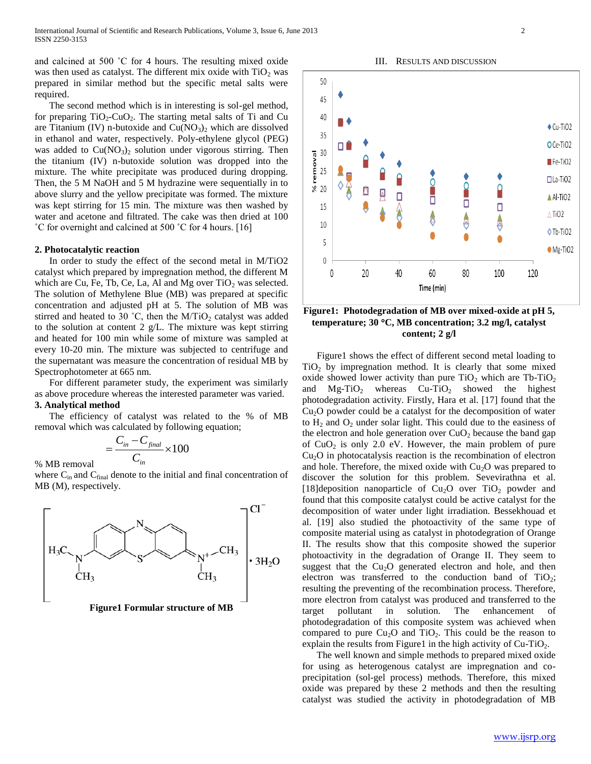and calcined at 500 ˚C for 4 hours. The resulting mixed oxide was then used as catalyst. The different mix oxide with $TiO_2$ was prepared in similar method but the specific metal salts were required.

The second method which is in interesting is sol-gel method, for preparing $TiO_2$-$CuO_2$. The starting metal salts of Ti and Cu are Titanium (IV) n-butoxide and $Cu(NO_3)_2$ which are dissolved in ethanol and water, respectively. Poly-ethylene glycol (PEG) was added to $Cu(NO_3)_2$ solution under vigorous stirring. Then the titanium (IV) n-butoxide solution was dropped into the mixture. The white precipitate was produced during dropping. Then, the 5 M NaOH and 5 M hydrazine were sequentially in to above slurry and the yellow precipitate was formed. The mixture was kept stirring for 15 min. The mixture was then washed by water and acetone and filtrated. The cake was then dried at 100 ˚C for overnight and calcined at 500 ˚C for 4 hours. [16]

**2. Photocatalytic reaction**

In order to study the effect of the second metal in M/TiO2 catalyst which prepared by impregnation method, the different M which are Cu, Fe, Tb, Ce, La, Al and Mg over $TiO_2$ was selected. The solution of Methylene Blue (MB) was prepared at specific concentration and adjusted pH at 5. The solution of MB was stirred and heated to 30 ˚C, then the M/$TiO_2$ catalyst was added to the solution at content 2 g/L. The mixture was kept stirring and heated for 100 min while some of mixture was sampled at every 10-20 min. The mixture was subjected to centrifuge and the supernatant was measure the concentration of residual MB by Spectrophotometer at 665 nm.

For different parameter study, the experiment was similarly as above procedure whereas the interested parameter was varied.

**3. Analytical method**

The efficiency of catalyst was related to the % of MB removal which was calculated by following equation;

$$\% \text{ MB removal} = \frac{C_{in} - C_{final}}{C_{in}} \times 100$$

where $C_{in}$ and $C_{final}$ denote to the initial and final concentration of MB (M), respectively.

**Figure1 Formular structure of MB**

## III. Results and Discussion

**Figure1: Photodegradation of MB over mixed-oxide at pH 5, temperature; 30 °C, MB concentration; 3.2 mg/l, catalyst content; 2 g/l**

Figure1 shows the effect of different second metal loading to $TiO_2$ by impregnation method. It is clearly that some mixed oxide showed lower activity than pure $TiO_2$ which are Tb-$TiO_2$ and Mg-$TiO_2$ whereas Cu-$TiO_2$ showed the highest photodegradation activity. Firstly, Hara et al. [17] found that the $Cu_2O$ powder could be a catalyst for the decomposition of water to $H_2$ and $O_2$ under solar light. This could due to the easiness of the electron and hole generation over $CuO_2$ because the band gap of $CuO_2$ is only 2.0 eV. However, the main problem of pure $Cu_2O$ in photocatalysis reaction is the recombination of electron and hole. Therefore, the mixed oxide with $Cu_2O$ was prepared to discover the solution for this problem. Sevevirathna et al. [18]deposition nanoparticle of $Cu_2O$ over $TiO_2$ powder and found that this composite catalyst could be active catalyst for the decomposition of water under light irradiation. Bessekhouad et al. [19] also studied the photoactivity of the same type of composite material using as catalyst in photodegration of Orange II. The results show that this composite showed the superior photoactivity in the degradation of Orange II. They seem to suggest that the $Cu_2O$ generated electron and hole, and then electron was transferred to the conduction band of $TiO_2$; resulting the preventing of the recombination process. Therefore, more electron from catalyst was produced and transferred to the target pollutant in solution. The enhancement of photodegradation of this composite system was achieved when compared to pure $Cu_2O$ and $TiO_2$. This could be the reason to explain the results from Figure1 in the high activity of Cu-$TiO_2$.

The well known and simple methods to prepared mixed oxide for using as heterogenous catalyst are impregnation and co-precipitation (sol-gel process) methods. Therefore, this mixed oxide was prepared by these 2 methods and then the resulting catalyst was studied the activity in photodegradation of MB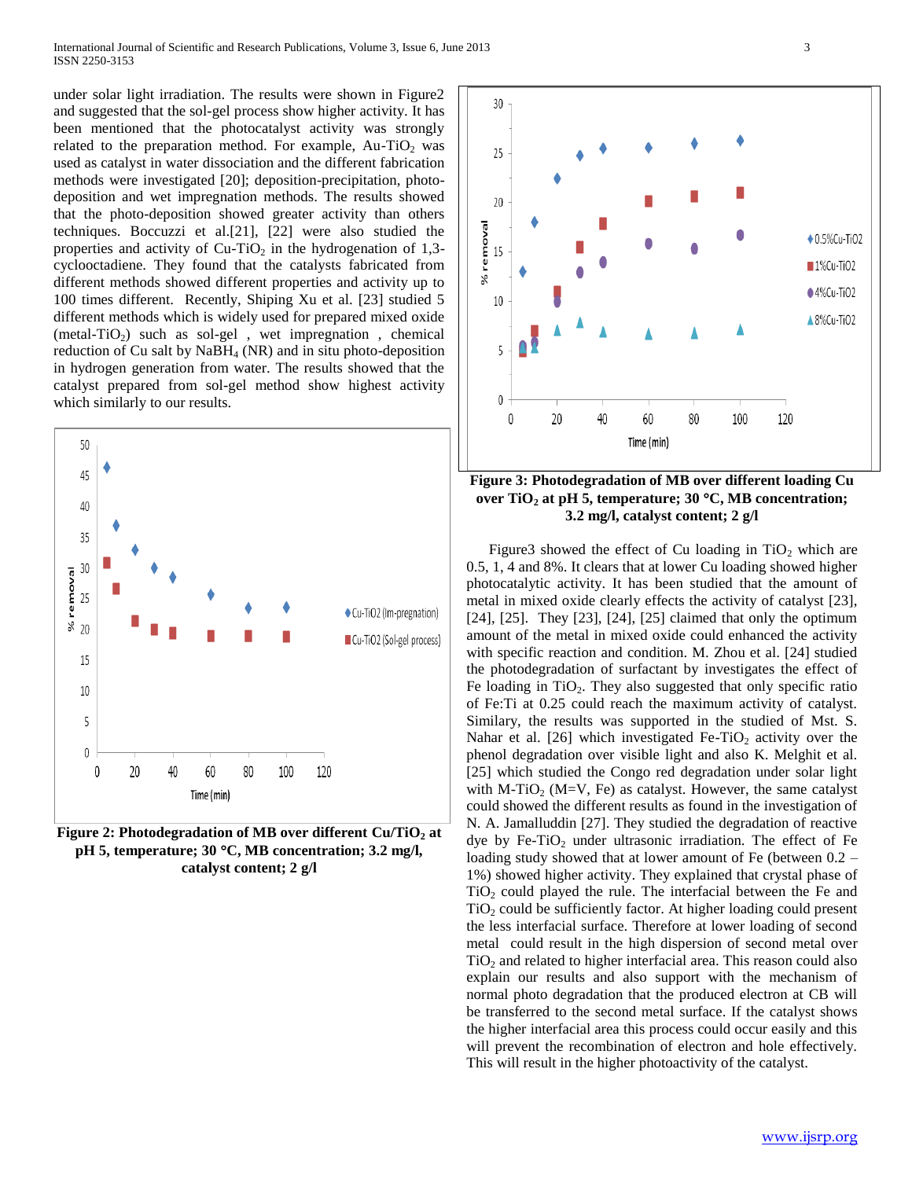under solar light irradiation. The results were shown in Figure2 and suggested that the sol-gel process show higher activity. It has been mentioned that the photocatalyst activity was strongly related to the preparation method. For example, Au-$TiO_2$ was used as catalyst in water dissociation and the different fabrication methods were investigated [20]; deposition-precipitation, photo-deposition and wet impregnation methods. The results showed that the photo-deposition showed greater activity than others techniques. Boccuzzi et al.[21], [22] were also studied the properties and activity of Cu-$TiO_2$ in the hydrogenation of 1,3-cyclooctadiene. They found that the catalysts fabricated from different methods showed different properties and activity up to 100 times different. Recently, Shiping Xu et al. [23] studied 5 different methods which is widely used for prepared mixed oxide (metal-$TiO_2$) such as sol-gel , wet impregnation , chemical reduction of Cu salt by $NaBH_4$ (NR) and in situ photo-deposition in hydrogen generation from water. The results showed that the catalyst prepared from sol-gel method show highest activity which similarly to our results.

**Figure 2: Photodegradation of MB over different Cu/$TiO_2$ at pH 5, temperature; 30 °C, MB concentration; 3.2 mg/l, catalyst content; 2 g/l**

**Figure 3: Photodegradation of MB over different loading Cu over $TiO_2$ at pH 5, temperature; 30 °C, MB concentration; 3.2 mg/l, catalyst content; 2 g/l**

Figure3 showed the effect of Cu loading in $TiO_2$ which are 0.5, 1, 4 and 8%. It clears that at lower Cu loading showed higher photocatalytic activity. It has been studied that the amount of metal in mixed oxide clearly effects the activity of catalyst [23], [24], [25]. They [23], [24], [25] claimed that only the optimum amount of the metal in mixed oxide could enhanced the activity with specific reaction and condition. M. Zhou et al. [24] studied the photodegradation of surfactant by investigates the effect of Fe loading in $TiO_2$. They also suggested that only specific ratio of Fe:Ti at 0.25 could reach the maximum activity of catalyst. Similary, the results was supported in the studied of Mst. S. Nahar et al. [26] which investigated Fe-$TiO_2$ activity over the phenol degradation over visible light and also K. Melghit et al. [25] which studied the Congo red degradation under solar light with M-$TiO_2$ (M=V, Fe) as catalyst. However, the same catalyst could showed the different results as found in the investigation of N. A. Jamalluddin [27]. They studied the degradation of reactive dye by Fe-$TiO_2$ under ultrasonic irradiation. The effect of Fe loading study showed that at lower amount of Fe (between 0.2 – 1%) showed higher activity. They explained that crystal phase of $TiO_2$ could played the rule. The interfacial between the Fe and $TiO_2$ could be sufficiently factor. At higher loading could present the less interfacial surface. Therefore at lower loading of second metal could result in the high dispersion of second metal over $TiO_2$ and related to higher interfacial area. This reason could also explain our results and also support with the mechanism of normal photo degradation that the produced electron at CB will be transferred to the second metal surface. If the catalyst shows the higher interfacial area this process could occur easily and this will prevent the recombination of electron and hole effectively. This will result in the higher photoactivity of the catalyst.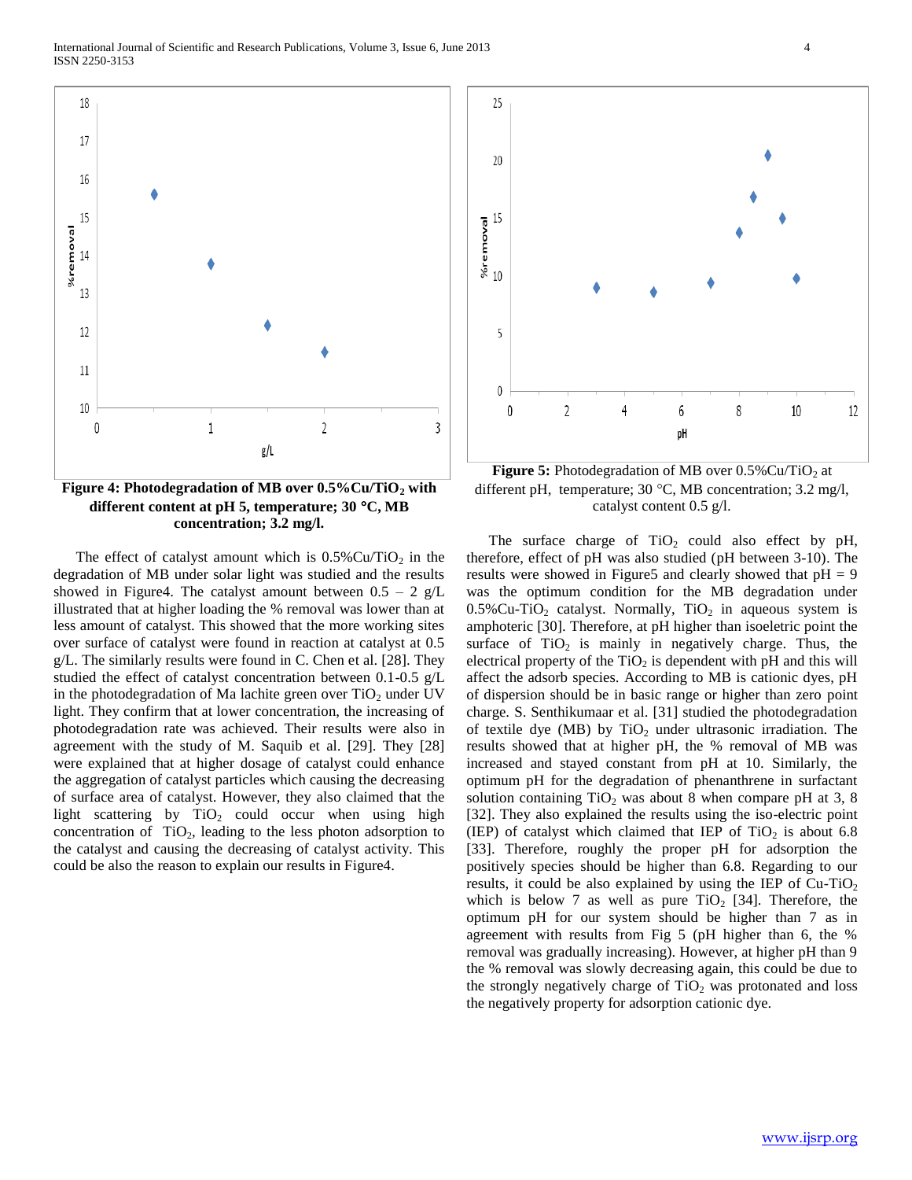**Figure 4: Photodegradation of MB over 0.5%Cu/$TiO_2$ with different content at pH 5, temperature; 30 °C, MB concentration; 3.2 mg/l.**

The effect of catalyst amount which is 0.5%Cu/$TiO_2$ in the degradation of MB under solar light was studied and the results showed in Figure4. The catalyst amount between 0.5 – 2 g/L illustrated that at higher loading the % removal was lower than at less amount of catalyst. This showed that the more working sites over surface of catalyst were found in reaction at catalyst at 0.5 g/L. The similarly results were found in C. Chen et al. [28]. They studied the effect of catalyst concentration between 0.1-0.5 g/L in the photodegradation of Ma lachite green over $TiO_2$ under UV light. They confirm that at lower concentration, the increasing of photodegradation rate was achieved. Their results were also in agreement with the study of M. Saquib et al. [29]. They [28] were explained that at higher dosage of catalyst could enhance the aggregation of catalyst particles which causing the decreasing of surface area of catalyst. However, they also claimed that the light scattering by $TiO_2$ could occur when using high concentration of $TiO_2$, leading to the less photon adsorption to the catalyst and causing the decreasing of catalyst activity. This could be also the reason to explain our results in Figure4.

**Figure 5:** Photodegradation of MB over 0.5%Cu/$TiO_2$ at different pH, temperature; 30 °C, MB concentration; 3.2 mg/l, catalyst content 0.5 g/l.

The surface charge of $TiO_2$ could also effect by pH, therefore, effect of pH was also studied (pH between 3-10). The results were showed in Figure5 and clearly showed that pH = 9 was the optimum condition for the MB degradation under 0.5%Cu-$TiO_2$ catalyst. Normally, $TiO_2$ in aqueous system is amphoteric [30]. Therefore, at pH higher than isoeletric point the surface of $TiO_2$ is mainly in negatively charge. Thus, the electrical property of the $TiO_2$ is dependent with pH and this will affect the adsorb species. According to MB is cationic dyes, pH of dispersion should be in basic range or higher than zero point charge. S. Senthikumaar et al. [31] studied the photodegradation of textile dye (MB) by $TiO_2$ under ultrasonic irradiation. The results showed that at higher pH, the % removal of MB was increased and stayed constant from pH at 10. Similarly, the optimum pH for the degradation of phenanthrene in surfactant solution containing $TiO_2$ was about 8 when compare pH at 3, 8 [32]. They also explained the results using the iso-electric point (IEP) of catalyst which claimed that IEP of $TiO_2$ is about 6.8 [33]. Therefore, roughly the proper pH for adsorption the positively species should be higher than 6.8. Regarding to our results, it could be also explained by using the IEP of Cu-$TiO_2$ which is below 7 as well as pure $TiO_2$ [34]. Therefore, the optimum pH for our system should be higher than 7 as in agreement with results from Fig 5 (pH higher than 6, the % removal was gradually increasing). However, at higher pH than 9 the % removal was slowly decreasing again, this could be due to the strongly negatively charge of $TiO_2$ was protonated and loss the negatively property for adsorption cationic dye.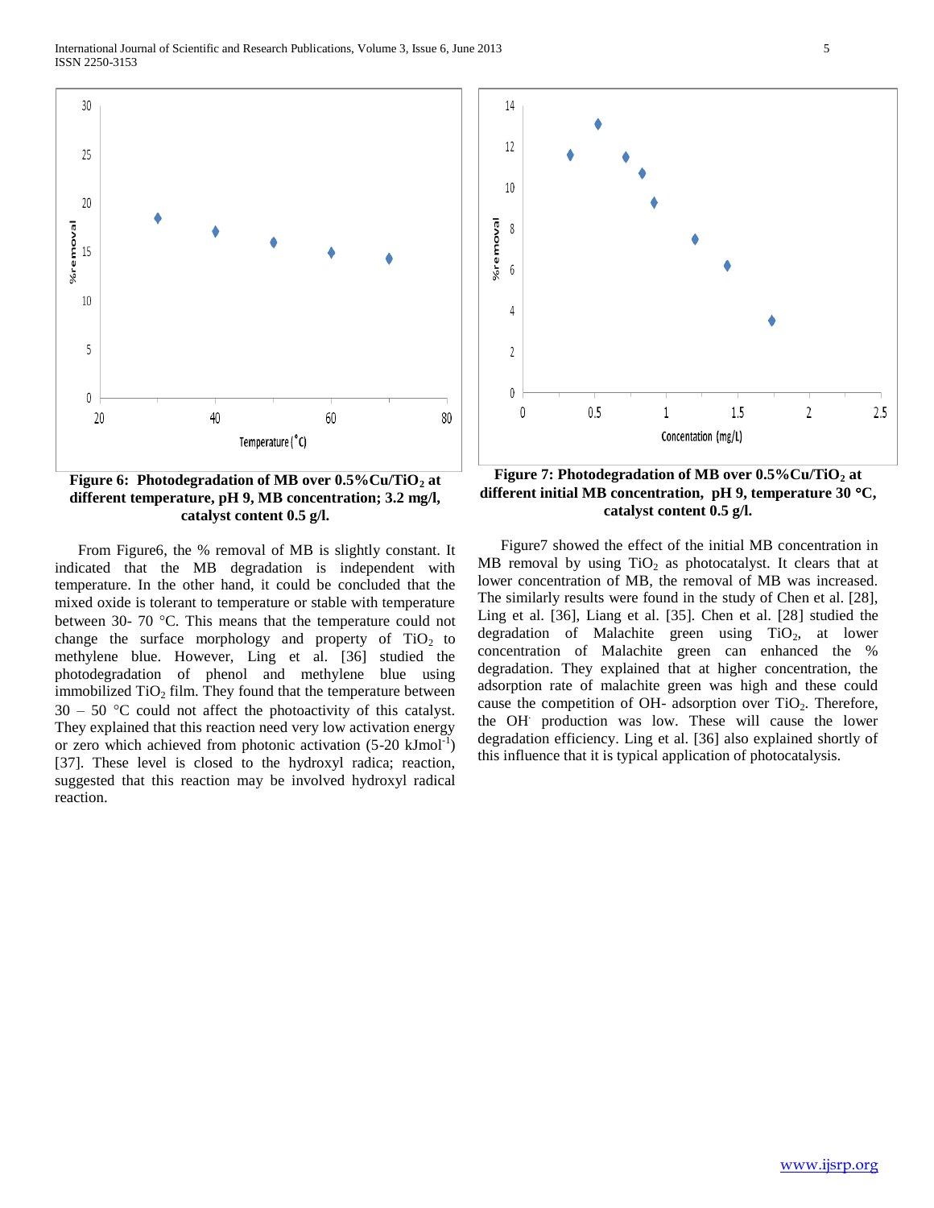**Figure 6: Photodegradation of MB over 0.5%Cu/$TiO_2$ at different temperature, pH 9, MB concentration; 3.2 mg/l, catalyst content 0.5 g/l.**

**Figure 7: Photodegradation of MB over 0.5%Cu/$TiO_2$ at different initial MB concentration, pH 9, temperature 30 °C, catalyst content 0.5 g/l.**

From Figure6, the % removal of MB is slightly constant. It indicated that the MB degradation is independent with temperature. In the other hand, it could be concluded that the mixed oxide is tolerant to temperature or stable with temperature between 30- 70 °C. This means that the temperature could not change the surface morphology and property of $TiO_2$ to methylene blue. However, Ling et al. [36] studied the photodegradation of phenol and methylene blue using immobilized $TiO_2$ film. They found that the temperature between 30 – 50 °C could not affect the photoactivity of this catalyst. They explained that this reaction need very low activation energy or zero which achieved from photonic activation (5-20 $kJmol^{-1}$) [37]. These level is closed to the hydroxyl radica; reaction, suggested that this reaction may be involved hydroxyl radical reaction.

Figure7 showed the effect of the initial MB concentration in MB removal by using $TiO_2$ as photocatalyst. It clears that at lower concentration of MB, the removal of MB was increased. The similarly results were found in the study of Chen et al. [28], Ling et al. [36], Liang et al. [35]. Chen et al. [28] studied the degradation of Malachite green using $TiO_2$, at lower concentration of Malachite green can enhanced the % degradation. They explained that at higher concentration, the adsorption rate of malachite green was high and these could cause the competition of OH- adsorption over $TiO_2$. Therefore, the $OH^{-}$ production was low. These will cause the lower degradation efficiency. Ling et al. [36] also explained shortly of this influence that it is typical application of photocatalysis.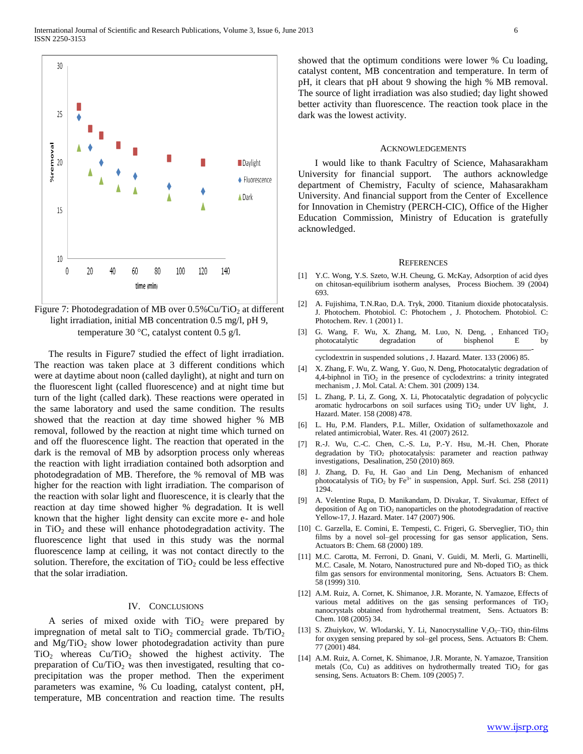Figure 7: Photodegradation of MB over 0.5%Cu/$TiO_2$ at different light irradiation, initial MB concentration 0.5 mg/l, pH 9, temperature 30 °C, catalyst content 0.5 g/l.

The results in Figure7 studied the effect of light irradiation. The reaction was taken place at 3 different conditions which were at daytime about noon (called daylight), at night and turn on the fluorescent light (called fluorescence) and at night time but turn of the light (called dark). These reactions were operated in the same laboratory and used the same condition. The results showed that the reaction at day time showed higher % MB removal, followed by the reaction at night time which turned on and off the fluorescence light. The reaction that operated in the dark is the removal of MB by adsorption process only whereas the reaction with light irradiation contained both adsorption and photodegradation of MB. Therefore, the % removal of MB was higher for the reaction with light irradiation. The comparison of the reaction with solar light and fluorescence, it is clearly that the reaction at day time showed higher % degradation. It is well known that the higher light density can excite more e- and hole in $TiO_2$ and these will enhance photodegradation activity. The fluorescence light that used in this study was the normal fluorescence lamp at ceiling, it was not contact directly to the solution. Therefore, the excitation of $TiO_2$ could be less effective that the solar irradiation.

## IV. Conclusions

A series of mixed oxide with $TiO_2$ were prepared by impregnation of metal salt to $TiO_2$ commercial grade. Tb/$TiO_2$ and Mg/$TiO_2$ show lower photodegradation activity than pure $TiO_2$ whereas Cu/$TiO_2$ showed the highest activity. The preparation of Cu/$TiO_2$ was then investigated, resulting that co-precipitation was the proper method. Then the experiment parameters was examine, % Cu loading, catalyst content, pH, temperature, MB concentration and reaction time. The results showed that the optimum conditions were lower % Cu loading, catalyst content, MB concentration and temperature. In term of pH, it clears that pH about 9 showing the high % MB removal. The source of light irradiation was also studied; day light showed better activity than fluorescence. The reaction took place in the dark was the lowest activity.

## Acknowledgements

I would like to thank Faculty of Science, Mahasarakham University for financial support. The authors acknowledge department of Chemistry, Faculty of science, Mahasarakham University. And financial support from the Center of Excellence for Innovation in Chemistry (PERCH-CIC), Office of the Higher Education Commission, Ministry of Education is gratefully acknowledged.

## References

[1] Y.C. Wong, Y.S. Szeto, W.H. Cheung, G. McKay, Adsorption of acid dyes on chitosan-equilibrium isotherm analyses, Process Biochem. 39 (2004) 693.

[2] A. Fujishima, T.N.Rao, D.A. Tryk, 2000. Titanium dioxide photocatalysis. J. Photochem. Photobiol. C: Photochem , J. Photochem. Photobiol. C: Photochem. Rev. 1 (2001) 1.

[3] G. Wang, F. Wu, X. Zhang, M. Luo, N. Deng, , Enhanced $TiO_2$ photocatalytic degradation of bisphenol E by cyclodextrin in suspended solutions , J. Hazard. Mater. 133 (2006) 85.

[4] X. Zhang, F. Wu, Z. Wang, Y. Guo, N. Deng, Photocatalytic degradation of 4,4-biphnol in $TiO_2$ in the presence of cyclodextrins: a trinity integrated mechanism , J. Mol. Catal. A: Chem. 301 (2009) 134.

[5] L. Zhang, P. Li, Z. Gong, X. Li, Photocatalytic degradation of polycyclic aromatic hydrocarbons on soil surfaces using $TiO_2$ under UV light, J. Hazard. Mater. 158 (2008) 478.

[6] L. Hu, P.M. Flanders, P.L. Miller, Oxidation of sulfamethoxazole and related antimicrobial, Water. Res. 41 (2007) 2612.

[7] R.-J. Wu, C.-C. Chen, C.-S. Lu, P.-Y. Hsu, M.-H. Chen, Phorate degradation by $TiO_2$ photocatalysis: parameter and reaction pathway investigations, Desalination, 250 (2010) 869.

[8] J. Zhang, D. Fu, H. Gao and Lin Deng, Mechanism of enhanced photocatalysis of $TiO_2$ by $Fe^{3+}$ in suspension, Appl. Surf. Sci. 258 (2011) 1294.

[9] A. Velentine Rupa, D. Manikandam, D. Divakar, T. Sivakumar, Effect of deposition of Ag on $TiO_2$ nanoparticles on the photodegradation of reactive Yellow-17, J. Hazard. Mater. 147 (2007) 906.

[10] C. Garzella, E. Comini, E. Tempesti, C. Frigeri, G. Sberveglier, $TiO_2$ thin films by a novel sol–gel processing for gas sensor application, Sens. Actuators B: Chem. 68 (2000) 189.

[11] M.C. Carotta, M. Ferroni, D. Gnani, V. Guidi, M. Merli, G. Martinelli, M.C. Casale, M. Notaro, Nanostructured pure and Nb-doped $TiO_2$ as thick film gas sensors for environmental monitoring, Sens. Actuators B: Chem. 58 (1999) 310.

[12] A.M. Ruiz, A. Cornet, K. Shimanoe, J.R. Morante, N. Yamazoe, Effects of various metal additives on the gas sensing performances of $TiO_2$ nanocrystals obtained from hydrothermal treatment, Sens. Actuators B: Chem. 108 (2005) 34.

[13] S. Zhuiykov, W. Wlodarski, Y. Li, Nanocrystalline $V_2O_5$–$TiO_2$ thin-films for oxygen sensing prepared by sol–gel process, Sens. Actuators B: Chem. 77 (2001) 484.

[14] A.M. Ruiz, A. Cornet, K. Shimanoe, J.R. Morante, N. Yamazoe, Transition metals (Co, Cu) as additives on hydrothermally treated $TiO_2$ for gas sensing, Sens. Actuators B: Chem. 109 (2005) 7.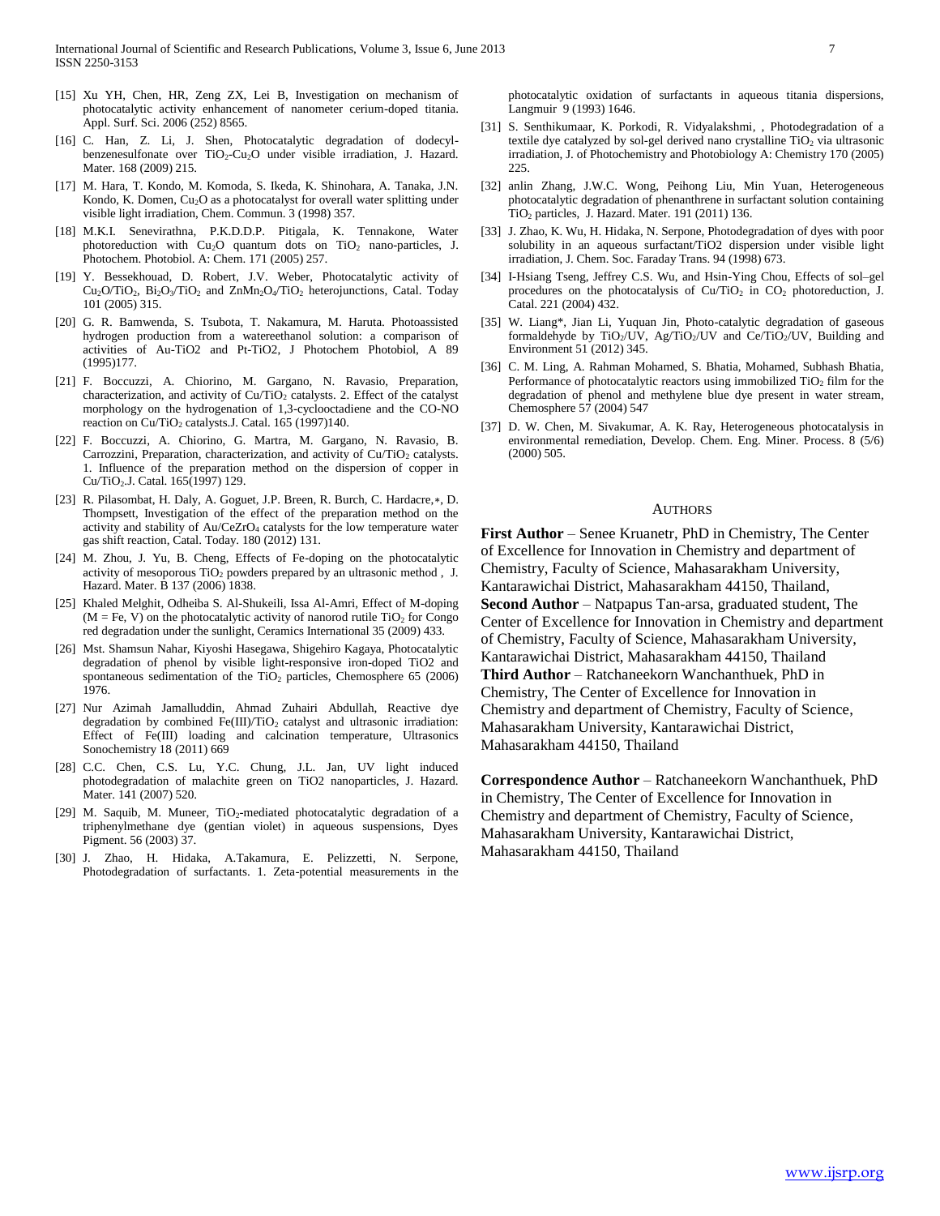[15] Xu YH, Chen, HR, Zeng ZX, Lei B, Investigation on mechanism of photocatalytic activity enhancement of nanometer cerium-doped titania. Appl. Surf. Sci. 2006 (252) 8565.

[16] C. Han, Z. Li, J. Shen, Photocatalytic degradation of dodecyl-benzenesulfonate over $TiO_2$-$Cu_2O$ under visible irradiation, J. Hazard. Mater. 168 (2009) 215.

[17] M. Hara, T. Kondo, M. Komoda, S. Ikeda, K. Shinohara, A. Tanaka, J.N. Kondo, K. Domen, $Cu_2O$ as a photocatalyst for overall water splitting under visible light irradiation, Chem. Commun. 3 (1998) 357.

[18] M.K.I. Senevirathna, P.K.D.D.P. Pitigala, K. Tennakone, Water photoreduction with $Cu_2O$ quantum dots on $TiO_2$ nano-particles, J. Photochem. Photobiol. A: Chem. 171 (2005) 257.

[19] Y. Bessekhouad, D. Robert, J.V. Weber, Photocatalytic activity of $Cu_2O/TiO_2$, $Bi_2O_3/TiO_2$ and $ZnMn_2O_4/TiO_2$ heterojunctions, Catal. Today 101 (2005) 315.

[20] G. R. Bamwenda, S. Tsubota, T. Nakamura, M. Haruta. Photoassisted hydrogen production from a watereethanol solution: a comparison of activities of Au-TiO2 and Pt-TiO2, J Photochem Photobiol, A 89 (1995)177.

[21] F. Boccuzzi, A. Chiorino, M. Gargano, N. Ravasio, Preparation, characterization, and activity of $Cu/TiO_2$ catalysts. 2. Effect of the catalyst morphology on the hydrogenation of 1,3-cyclooctadiene and the CO-NO reaction on $Cu/TiO_2$ catalysts.J. Catal. 165 (1997)140.

[22] F. Boccuzzi, A. Chiorino, G. Martra, M. Gargano, N. Ravasio, B. Carrozzini, Preparation, characterization, and activity of $Cu/TiO_2$ catalysts. 1. Influence of the preparation method on the dispersion of copper in $Cu/TiO_2$.J. Catal. 165(1997) 129.

[23] R. Pilasombat, H. Daly, A. Goguet, J.P. Breen, R. Burch, C. Hardacre,∗, D. Thompsett, Investigation of the effect of the preparation method on the activity and stability of Au/$CeZrO_4$ catalysts for the low temperature water gas shift reaction, Catal. Today. 180 (2012) 131.

[24] M. Zhou, J. Yu, B. Cheng, Effects of Fe-doping on the photocatalytic activity of mesoporous $TiO_2$ powders prepared by an ultrasonic method , J. Hazard. Mater. B 137 (2006) 1838.

[25] Khaled Melghit, Odheiba S. Al-Shukeili, Issa Al-Amri, Effect of M-doping (M = Fe, V) on the photocatalytic activity of nanorod rutile $TiO_2$ for Congo red degradation under the sunlight, Ceramics International 35 (2009) 433.

[26] Mst. Shamsun Nahar, Kiyoshi Hasegawa, Shigehiro Kagaya, Photocatalytic degradation of phenol by visible light-responsive iron-doped TiO2 and spontaneous sedimentation of the $TiO_2$ particles, Chemosphere 65 (2006) 1976.

[27] Nur Azimah Jamalluddin, Ahmad Zuhairi Abdullah, Reactive dye degradation by combined Fe(III)/$TiO_2$ catalyst and ultrasonic irradiation: Effect of Fe(III) loading and calcination temperature, Ultrasonics Sonochemistry 18 (2011) 669

[28] C.C. Chen, C.S. Lu, Y.C. Chung, J.L. Jan, UV light induced photodegradation of malachite green on TiO2 nanoparticles, J. Hazard. Mater. 141 (2007) 520.

[29] M. Saquib, M. Muneer, $TiO_2$-mediated photocatalytic degradation of a triphenylmethane dye (gentian violet) in aqueous suspensions, Dyes Pigment. 56 (2003) 37.

[30] J. Zhao, H. Hidaka, A.Takamura, E. Pelizzetti, N. Serpone, Photodegradation of surfactants. 1. Zeta-potential measurements in the photocatalytic oxidation of surfactants in aqueous titania dispersions, Langmuir 9 (1993) 1646.

[31] S. Senthikumaar, K. Porkodi, R. Vidyalakshmi, , Photodegradation of a textile dye catalyzed by sol-gel derived nano crystalline $TiO_2$ via ultrasonic irradiation, J. of Photochemistry and Photobiology A: Chemistry 170 (2005) 225.

[32] anlin Zhang, J.W.C. Wong, Peihong Liu, Min Yuan, Heterogeneous photocatalytic degradation of phenanthrene in surfactant solution containing $TiO_2$ particles, J. Hazard. Mater. 191 (2011) 136.

[33] J. Zhao, K. Wu, H. Hidaka, N. Serpone, Photodegradation of dyes with poor solubility in an aqueous surfactant/TiO2 dispersion under visible light irradiation, J. Chem. Soc. Faraday Trans. 94 (1998) 673.

[34] I-Hsiang Tseng, Jeffrey C.S. Wu, and Hsin-Ying Chou, Effects of sol–gel procedures on the photocatalysis of $Cu/TiO_2$ in $CO_2$ photoreduction, J. Catal. 221 (2004) 432.

[35] W. Liang*, Jian Li, Yuquan Jin, Photo-catalytic degradation of gaseous formaldehyde by $TiO_2$/UV, Ag/$TiO_2$/UV and Ce/$TiO_2$/UV, Building and Environment 51 (2012) 345.

[36] C. M. Ling, A. Rahman Mohamed, S. Bhatia, Mohamed, Subhash Bhatia, Performance of photocatalytic reactors using immobilized $TiO_2$ film for the degradation of phenol and methylene blue dye present in water stream, Chemosphere 57 (2004) 547

[37] D. W. Chen, M. Sivakumar, A. K. Ray, Heterogeneous photocatalysis in environmental remediation, Develop. Chem. Eng. Miner. Process. 8 (5/6) (2000) 505.

## AUTHORS

**First Author** – Senee Kruanetr, PhD in Chemistry, The Center of Excellence for Innovation in Chemistry and department of Chemistry, Faculty of Science, Mahasarakham University, Kantarawichai District, Mahasarakham 44150, Thailand,

**Second Author** – Natpapus Tan-arsa, graduated student, The Center of Excellence for Innovation in Chemistry and department of Chemistry, Faculty of Science, Mahasarakham University, Kantarawichai District, Mahasarakham 44150, Thailand

**Third Author** – Ratchaneekorn Wanchanthuek, PhD in Chemistry, The Center of Excellence for Innovation in Chemistry and department of Chemistry, Faculty of Science, Mahasarakham University, Kantarawichai District, Mahasarakham 44150, Thailand

**Correspondence Author** – Ratchaneekorn Wanchanthuek, PhD in Chemistry, The Center of Excellence for Innovation in Chemistry and department of Chemistry, Faculty of Science, Mahasarakham University, Kantarawichai District, Mahasarakham 44150, Thailand